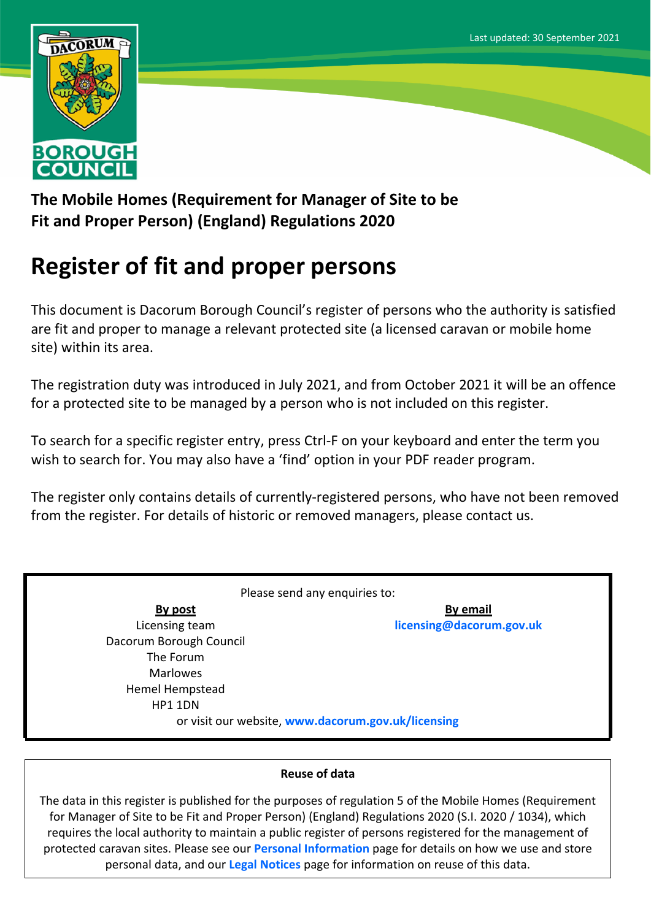Last updated: 30 September 2021

**The Mobile Homes (Requirement for Manager of Site to be Fit and Proper Person) (England) Regulations 2020**

# Register of fit and proper persons

This document is Dacorum Borough Council's register of persons who the authority is satisfied are fit and proper to manage a relevant protected site (a licensed caravan or mobile home site) within its area.

The registration duty was introduced in July 2021, and from October 2021 it will be an offence for a protected site to be managed by a person who is not included on this register.

To search for a specific register entry, press Ctrl-F on your keyboard and enter the term you wish to search for. You may also have a 'find' option in your PDF reader program.

The register only contains details of currently-registered persons, who have not been removed from the register. For details of historic or removed managers, please contact us.

Please send any enquiries to:

**By post**
Licensing team
Dacorum Borough Council
The Forum
Marlowes
Hemel Hempstead
HP1 1DN

**By email**
**licensing@dacorum.gov.uk**

or visit our website, **www.dacorum.gov.uk/licensing**

**Reuse of data**

The data in this register is published for the purposes of regulation 5 of the Mobile Homes (Requirement for Manager of Site to be Fit and Proper Person) (England) Regulations 2020 (S.I. 2020 / 1034), which requires the local authority to maintain a public register of persons registered for the management of protected caravan sites. Please see our **Personal Information** page for details on how we use and store personal data, and our **Legal Notices** page for information on reuse of this data.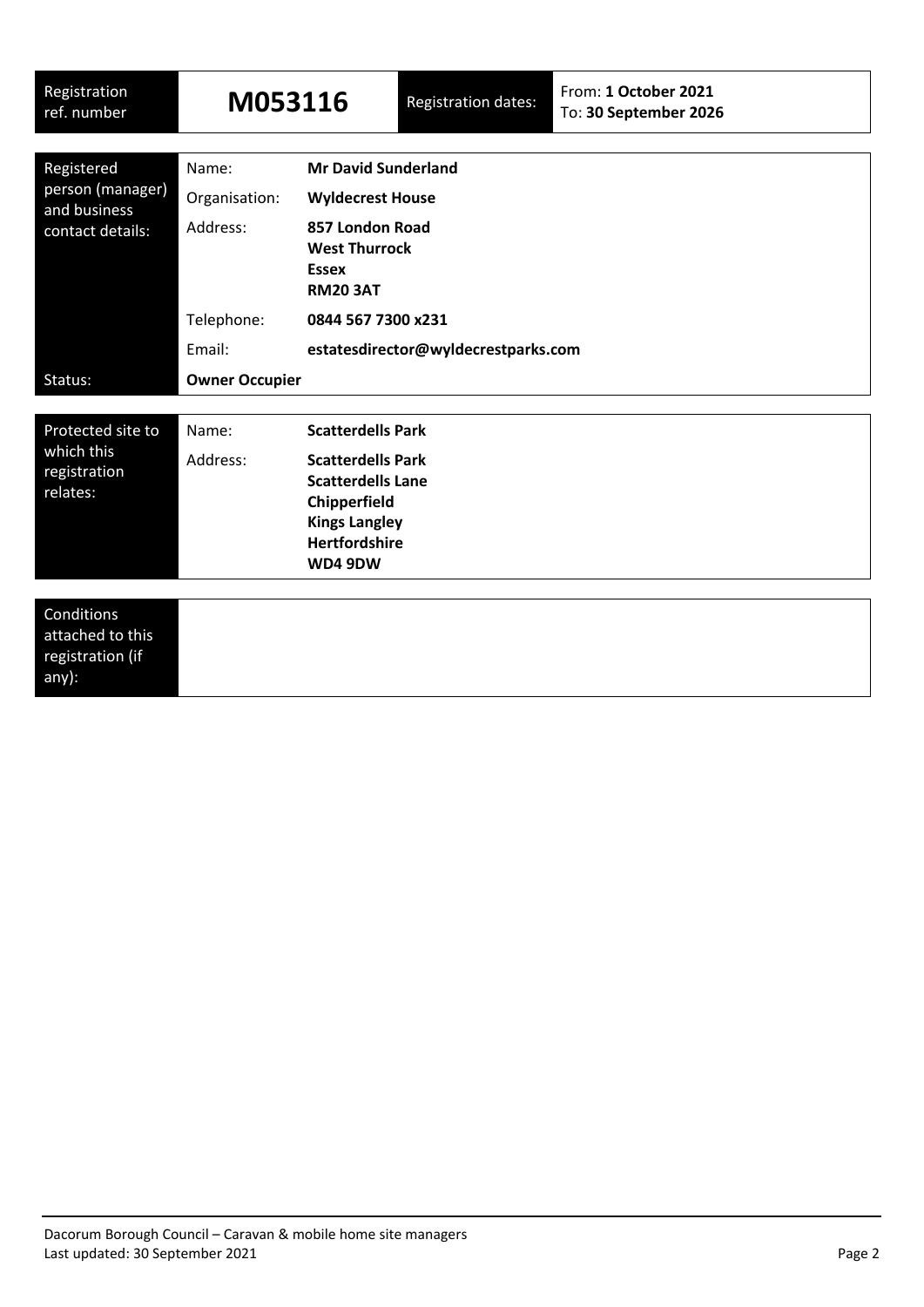| Registration ref. number | **M053116** | Registration dates: | From: **1 October 2021** To: **30 September 2026** |
|---|---|---|---|

| Registered person (manager) and business contact details: | Name: | **Mr David Sunderland** |
|---|---|---|
| | Organisation: | **Wyldecrest House** |
| | Address: | **857 London Road**<br>**West Thurrock**<br>**Essex**<br>**RM20 3AT** |
| | Telephone: | **0844 567 7300 x231** |
| | Email: | **estatesdirector@wyldecrestparks.com** |
| Status: | **Owner Occupier** | |

| Protected site to which this registration relates: | Name: | **Scatterdells Park** |
|---|---|---|
| | Address: | **Scatterdells Park**<br>**Scatterdells Lane**<br>**Chipperfield**<br>**Kings Langley**<br>**Hertfordshire**<br>**WD4 9DW** |

| Conditions attached to this registration (if any): | |
|---|---|

Dacorum Borough Council – Caravan & mobile home site managers
Last updated: 30 September 2021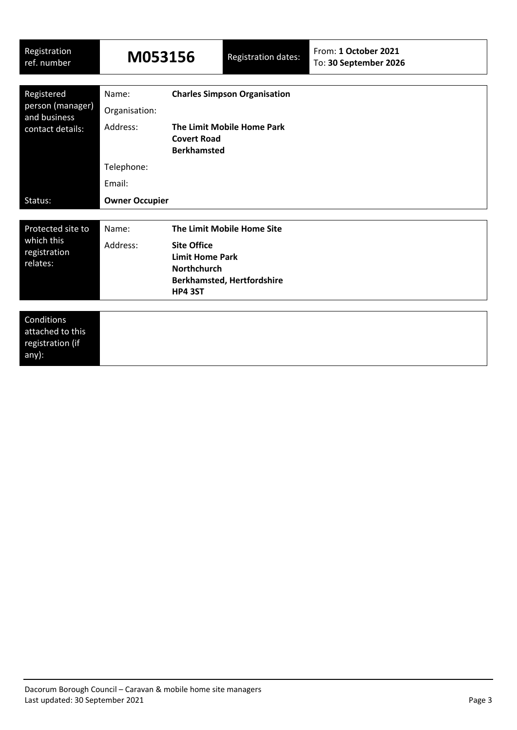| Registration ref. number | **M053156** | Registration dates: | From: **1 October 2021**<br>To: **30 September 2026** |
|---|---|---|---|

| Registered person (manager) and business contact details: | | |
|---|---|---|
| | Name: | **Charles Simpson Organisation** |
| | Organisation: | |
| | Address: | **The Limit Mobile Home Park**<br>**Covert Road**<br>**Berkhamsted** |
| | Telephone: | |
| | Email: | |
| Status: | **Owner Occupier** | |

| Protected site to which this registration relates: | | |
|---|---|---|
| | Name: | **The Limit Mobile Home Site** |
| | Address: | **Site Office**<br>**Limit Home Park**<br>**Northchurch**<br>**Berkhamsted, Hertfordshire**<br>**HP4 3ST** |

| Conditions attached to this registration (if any): | |
|---|---|
| | |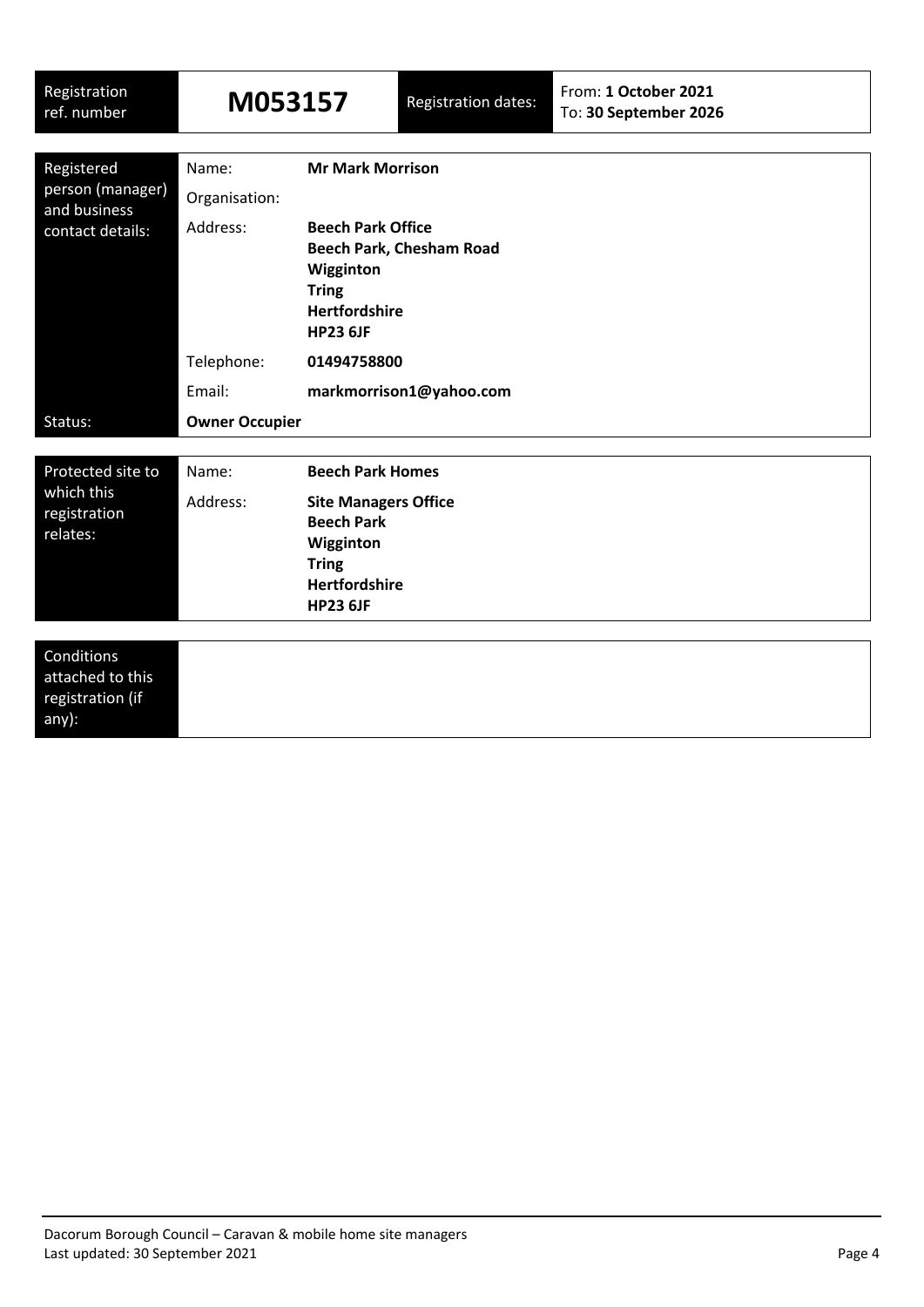| Registration ref. number | **M053157** | Registration dates: | From: **1 October 2021** To: **30 September 2026** |
|---|---|---|---|

| Registered person (manager) and business contact details: | Name: | **Mr Mark Morrison** |
|---|---|---|
| | Organisation: | |
| | Address: | **Beech Park Office**<br>**Beech Park, Chesham Road**<br>**Wigginton**<br>**Tring**<br>**Hertfordshire**<br>**HP23 6JF** |
| | Telephone: | **01494758800** |
| | Email: | **markmorrison1@yahoo.com** |
| Status: | **Owner Occupier** | |

| Protected site to which this registration relates: | Name: | **Beech Park Homes** |
|---|---|---|
| | Address: | **Site Managers Office**<br>**Beech Park**<br>**Wigginton**<br>**Tring**<br>**Hertfordshire**<br>**HP23 6JF** |

| Conditions attached to this registration (if any): | |
|---|---|

Dacorum Borough Council – Caravan & mobile home site managers
Last updated: 30 September 2021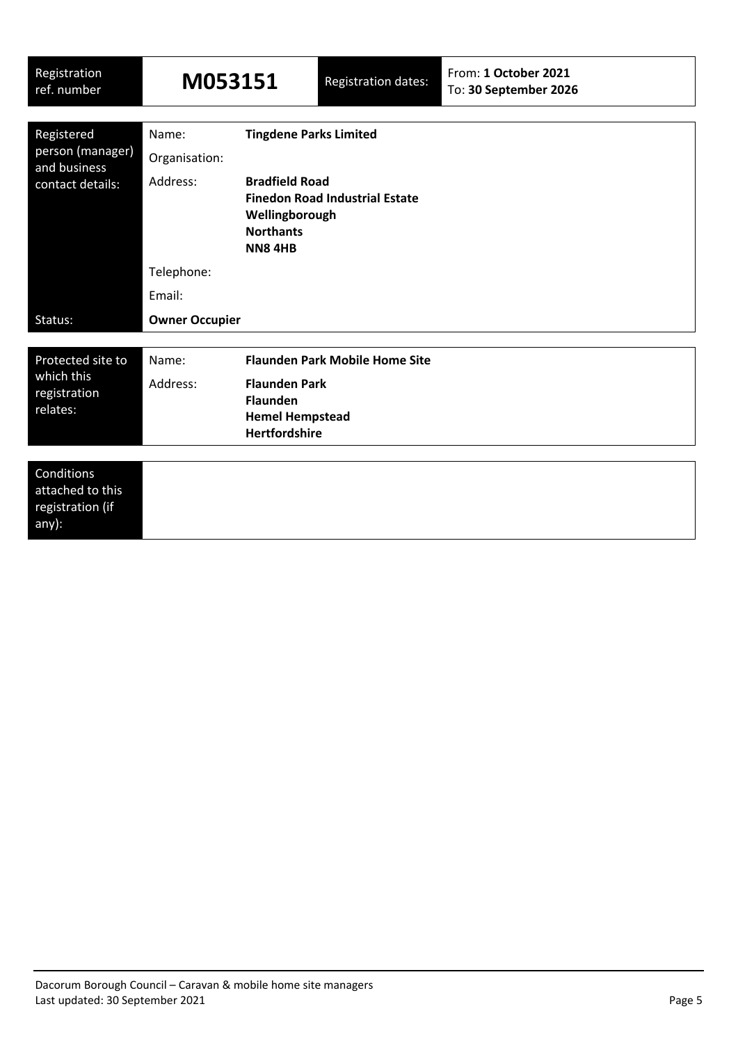| | | | |
|---|---|---|---|
| Registration ref. number | **M053151** | Registration dates: | From: **1 October 2021** To: **30 September 2026** |

| | | |
|---|---|---|
| Registered person (manager) and business contact details: | Name: | **Tingdene Parks Limited** |
| | Organisation: | |
| | Address: | **Bradfield Road Finedon Road Industrial Estate Wellingborough Northants NN8 4HB** |
| | Telephone: | |
| | Email: | |
| Status: | **Owner Occupier** | |

| | | |
|---|---|---|
| Protected site to which this registration relates: | Name: | **Flaunden Park Mobile Home Site** |
| | Address: | **Flaunden Park Flaunden Hemel Hempstead Hertfordshire** |

| | |
|---|---|
| Conditions attached to this registration (if any): | |

Dacorum Borough Council – Caravan & mobile home site managers
Last updated: 30 September 2021